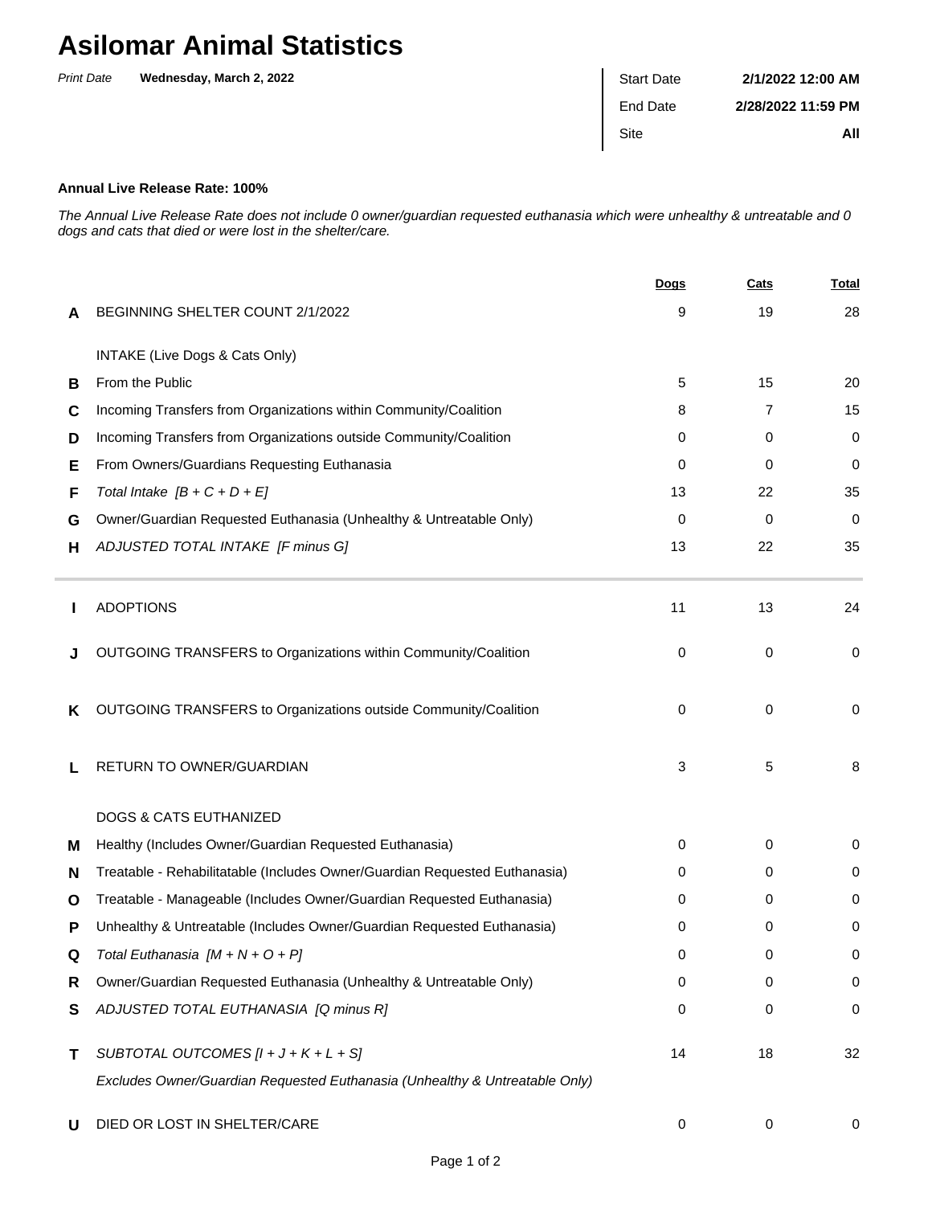# Asilomar Animal Statistics

*Print Date* **Wednesday, March 2, 2022**

| | |
|---|---|
| Start Date | **2/1/2022 12:00 AM** |
| End Date | **2/28/2022 11:59 PM** |
| Site | **All** |

**Annual Live Release Rate: 100%**

*The Annual Live Release Rate does not include 0 owner/guardian requested euthanasia which were unhealthy & untreatable and 0 dogs and cats that died or were lost in the shelter/care.*

| | | Dogs | Cats | Total |
|---|---|---|---|---|
| **A** | BEGINNING SHELTER COUNT 2/1/2022 | 9 | 19 | 28 |
| | INTAKE (Live Dogs & Cats Only) | | | |
| **B** | From the Public | 5 | 15 | 20 |
| **C** | Incoming Transfers from Organizations within Community/Coalition | 8 | 7 | 15 |
| **D** | Incoming Transfers from Organizations outside Community/Coalition | 0 | 0 | 0 |
| **E** | From Owners/Guardians Requesting Euthanasia | 0 | 0 | 0 |
| **F** | *Total Intake [B + C + D + E]* | 13 | 22 | 35 |
| **G** | Owner/Guardian Requested Euthanasia (Unhealthy & Untreatable Only) | 0 | 0 | 0 |
| **H** | *ADJUSTED TOTAL INTAKE [F minus G]* | 13 | 22 | 35 |
| **I** | ADOPTIONS | 11 | 13 | 24 |
| **J** | OUTGOING TRANSFERS to Organizations within Community/Coalition | 0 | 0 | 0 |
| **K** | OUTGOING TRANSFERS to Organizations outside Community/Coalition | 0 | 0 | 0 |
| **L** | RETURN TO OWNER/GUARDIAN | 3 | 5 | 8 |
| | DOGS & CATS EUTHANIZED | | | |
| **M** | Healthy (Includes Owner/Guardian Requested Euthanasia) | 0 | 0 | 0 |
| **N** | Treatable - Rehabilitatable (Includes Owner/Guardian Requested Euthanasia) | 0 | 0 | 0 |
| **O** | Treatable - Manageable (Includes Owner/Guardian Requested Euthanasia) | 0 | 0 | 0 |
| **P** | Unhealthy & Untreatable (Includes Owner/Guardian Requested Euthanasia) | 0 | 0 | 0 |
| **Q** | *Total Euthanasia [M + N + O + P]* | 0 | 0 | 0 |
| **R** | Owner/Guardian Requested Euthanasia (Unhealthy & Untreatable Only) | 0 | 0 | 0 |
| **S** | *ADJUSTED TOTAL EUTHANASIA [Q minus R]* | 0 | 0 | 0 |
| **T** | *SUBTOTAL OUTCOMES [I + J + K + L + S]* <br> *Excludes Owner/Guardian Requested Euthanasia (Unhealthy & Untreatable Only)* | 14 | 18 | 32 |
| **U** | DIED OR LOST IN SHELTER/CARE | 0 | 0 | 0 |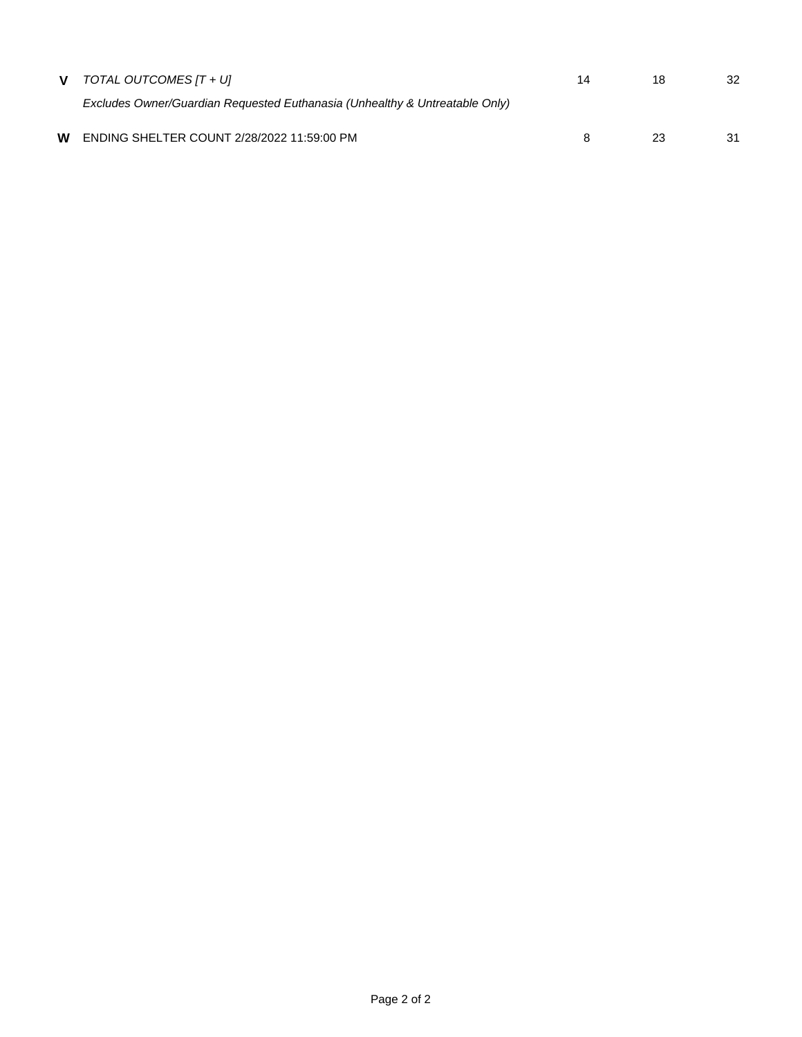| | | | | |
|---|---|---|---|---|
| **V** | *TOTAL OUTCOMES [T + U]* | 14 | 18 | 32 |
| | *Excludes Owner/Guardian Requested Euthanasia (Unhealthy & Untreatable Only)* | | | |
| **W** | ENDING SHELTER COUNT 2/28/2022 11:59:00 PM | 8 | 23 | 31 |